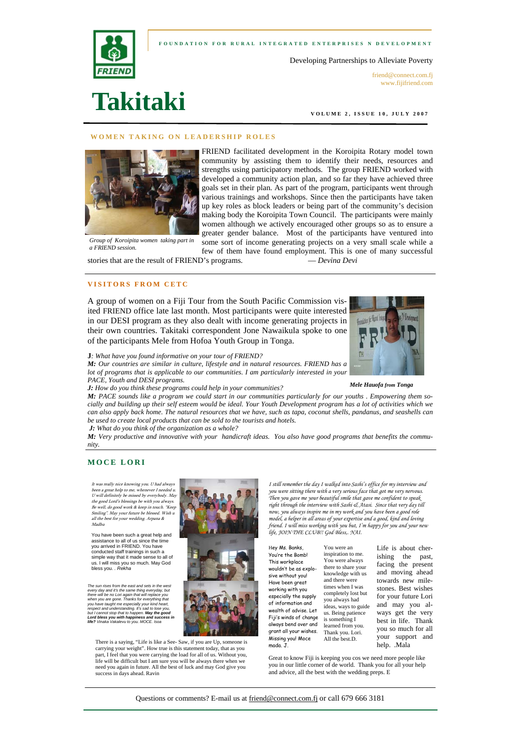FOUNDATION FOR RURAL INTEGRATED ENTERPRISES N DEVELOPMENT

Developing Partnerships to Alleviate Poverty

friend@connect.com.fj
www.fijifriend.com

# Takitaki

VOLUME 2, ISSUE 10, JULY 2007

## WOMEN TAKING ON LEADERSHIP ROLES

*Group of Koroipita women taking part in a FRIEND session.*

FRIEND facilitated development in the Koroipita Rotary model town community by assisting them to identify their needs, resources and strengths using participatory methods. The group FRIEND worked with developed a community action plan, and so far they have achieved three goals set in their plan. As part of the program, participants went through various trainings and workshops. Since then the participants have taken up key roles as block leaders or being part of the community's decision making body the Koroipita Town Council. The participants were mainly women although we actively encouraged other groups so as to ensure a greater gender balance. Most of the participants have ventured into some sort of income generating projects on a very small scale while a few of them have found employment. This is one of many successful stories that are the result of FRIEND's programs. — *Devina Devi*

## VISITORS FROM CETC

A group of women on a Fiji Tour from the South Pacific Commission visited FRIEND office late last month. Most participants were quite interested in our DESI program as they also dealt with income generating projects in their own countries. Takitaki correspondent Jone Nawaikula spoke to one of the participants Mele from Hofoa Youth Group in Tonga.

***Mele Hauofa from Tonga***

**J**: *What have you found informative on your tour of FRIEND?*

***M:*** *Our countries are similar in culture, lifestyle and in natural resources. FRIEND has a lot of programs that is applicable to our communities. I am particularly interested in your PACE, Youth and DESI programs.*

***J:*** *How do you think these programs could help in your communities?*

***M:*** *PACE sounds like a program we could start in our communities particularly for our youths . Empowering them socially and building up their self esteem would be ideal. Your Youth Development program has a lot of activities which we can also apply back home. The natural resources that we have, such as tapa, coconut shells, pandanus, and seashells can be used to create local products that can be sold to the tourists and hotels.*

***J:*** *What do you think of the organization as a whole?*

***M:*** *Very productive and innovative with your handicraft ideas. You also have good programs that benefits the community.*

## MOCE LORI

*It was really nice knowing you. U had always been a great help to me, whenever I needed u. U will definitely be missed by everybody. May the good Lord's blessings be with you always. Be well, do good work & keep in touch. "Keep Smiling". May your future be blessed. Wish u all the best for your wedding. Arpana & Madhu*

You have been such a great help and assistance to all of us since the time you arrived in FRIEND. You have conducted staff trainings in such a simple way that it made sense to all of us. I will miss you so much. May God bless you. . *Rekha*

*The sun rises from the east and sets in the west every day and it's the same thing everyday, but there will be no Lori again that will replace you when you are gone. Thanks for everything that you have taught me especially your kind heart, respect and understanding. It's sad to lose you, but I cannot stop that to happen.* ***May the good Lord bless you with happiness and success in life?*** *Vinaka Vakalevu to you. MOCE. Isoa*

There is a saying, "Life is like a See- Saw, if you are Up, someone is carrying your weight". How true is this statement today, that as you part, I feel that you were carrying the load for all of us. Without you, life will be difficult but I am sure you will be always there when we need you again in future. All the best of luck and may God give you success in days ahead. Ravin

*I still remember the day I walked into Sashi's office for my interview and you were sitting there with a very serious face that got me very nervous. Then you gave me your beautiful smile that gave me confident to speak right through the interview with Sashi & Atasi. Since that very day till now, you always inspire me in my work and you have been a good role model, a helper in all areas of your expertise and a good, kind and loving friend. I will miss working with you but, I'm happy for you and your new life, JOIN THE CLUB!! God Bless,. NAI.*

Hey Ms. Banks, You're the Bomb! This workplace wouldn't be as explosive without you! Have been great working with you especially the supply of information and wealth of advise. Let Fiji's winds of change always bend over and grant all your wishes. Missing you! Moce mada. J.

You were an inspiration to me. You were always there to share your knowledge with us and there were times when I was completely lost but you always had ideas, ways to guide us. Being patience is something I learned from you. Thank you. Lori. All the best.D.

Life is about cherishing the past, facing the present and moving ahead towards new milestones. Best wishes for your future Lori and may you always get the very best in life. Thank you so much for all your support and help. .Mala

Great to know Fiji is keeping you cos we need more people like you in our little corner of de world. Thank you for all your help and advice, all the best with the wedding preps. E

Questions or comments? E-mail us at friend@connect.com.fj or call 679 666 3181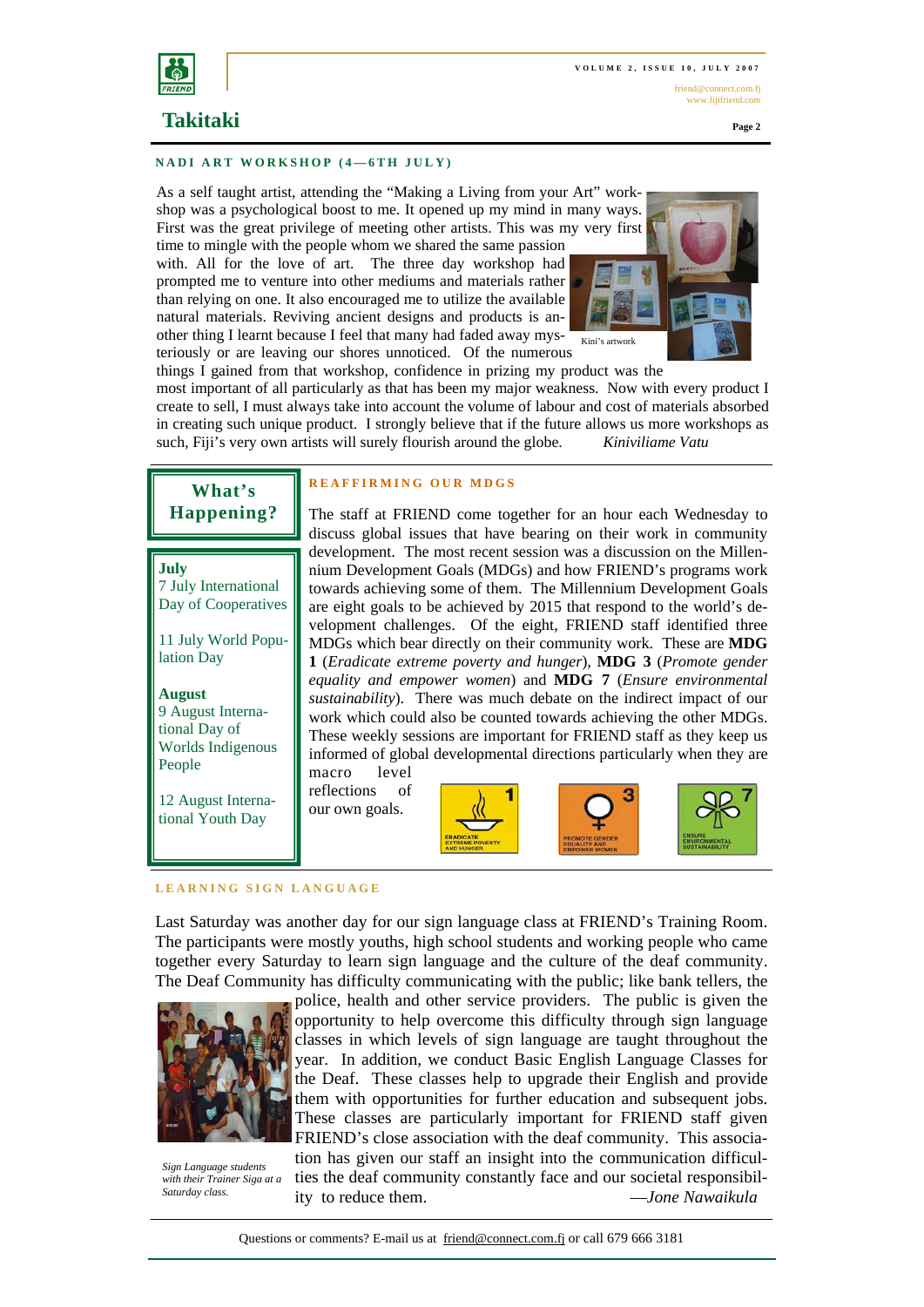## NADI ART WORKSHOP (4—6TH JULY)

As a self taught artist, attending the "Making a Living from your Art" workshop was a psychological boost to me. It opened up my mind in many ways. First was the great privilege of meeting other artists. This was my very first time to mingle with the people whom we shared the same passion with. All for the love of art. The three day workshop had prompted me to venture into other mediums and materials rather than relying on one. It also encouraged me to utilize the available natural materials. Reviving ancient designs and products is another thing I learnt because I feel that many had faded away mysteriously or are leaving our shores unnoticed. Of the numerous things I gained from that workshop, confidence in prizing my product was the most important of all particularly as that has been my major weakness. Now with every product I create to sell, I must always take into account the volume of labour and cost of materials absorbed in creating such unique product. I strongly believe that if the future allows us more workshops as such, Fiji's very own artists will surely flourish around the globe. *Kiniviliame Vatu*

Kini's artwork

## What's Happening?

**July**
7 July International Day of Cooperatives

11 July World Population Day

**August**
9 August International Day of Worlds Indigenous People

12 August International Youth Day

## REAFFIRMING OUR MDGS

The staff at FRIEND come together for an hour each Wednesday to discuss global issues that have bearing on their work in community development. The most recent session was a discussion on the Millennium Development Goals (MDGs) and how FRIEND's programs work towards achieving some of them. The Millennium Development Goals are eight goals to be achieved by 2015 that respond to the world's development challenges. Of the eight, FRIEND staff identified three MDGs which bear directly on their community work. These are **MDG 1** (*Eradicate extreme poverty and hunger*), **MDG 3** (*Promote gender equality and empower women*) and **MDG 7** (*Ensure environmental sustainability*). There was much debate on the indirect impact of our work which could also be counted towards achieving the other MDGs. These weekly sessions are important for FRIEND staff as they keep us informed of global developmental directions particularly when they are macro level reflections of our own goals.

1 ERADICATE EXTREME POVERTY AND HUNGER

3 PROMOTE GENDER EQUALITY AND EMPOWER WOMEN

7 ENSURE ENVIRONMENTAL SUSTAINABILITY

## LEARNING SIGN LANGUAGE

Last Saturday was another day for our sign language class at FRIEND's Training Room. The participants were mostly youths, high school students and working people who came together every Saturday to learn sign language and the culture of the deaf community. The Deaf Community has difficulty communicating with the public; like bank tellers, the police, health and other service providers. The public is given the opportunity to help overcome this difficulty through sign language classes in which levels of sign language are taught throughout the year. In addition, we conduct Basic English Language Classes for the Deaf. These classes help to upgrade their English and provide them with opportunities for further education and subsequent jobs. These classes are particularly important for FRIEND staff given FRIEND's close association with the deaf community. This association has given our staff an insight into the communication difficulties the deaf community constantly face and our societal responsibility to reduce them. —*Jone Nawaikula*

*Sign Language students with their Trainer Siga at a Saturday class.*

Questions or comments? E-mail us at friend@connect.com.fj or call 679 666 3181